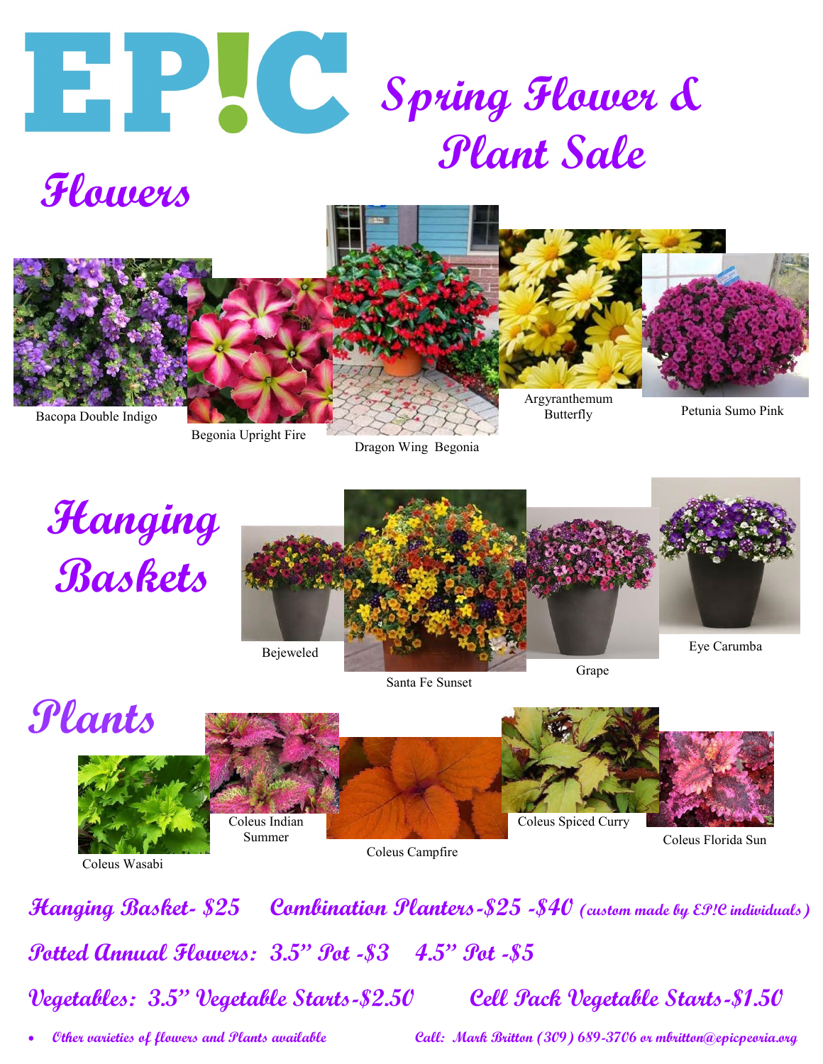# EP!C

# Spring Flower & Plant Sale

## Flowers

Bacopa Double Indigo

Begonia Upright Fire

Dragon Wing Begonia

Argyranthemum Butterfly

Petunia Sumo Pink

## Hanging Baskets

Bejeweled

Santa Fe Sunset

Grape

Eye Carumba

## Plants

Coleus Wasabi

Coleus Indian Summer

Coleus Campfire

Coleus Spiced Curry

Coleus Florida Sun

**Hanging Basket- $25 Combination Planters-$25 -$40** *(custom made by EP!C individuals)*

**Potted Annual Flowers: 3.5" Pot -$3 4.5" Pot -$5**

**Vegetables: 3.5" Vegetable Starts-$2.50 Cell Pack Vegetable Starts-$1.50**

- Other varieties of flowers and Plants available

Call: Mark Britton (309) 689-3706 or mbritton@epicpeoria.org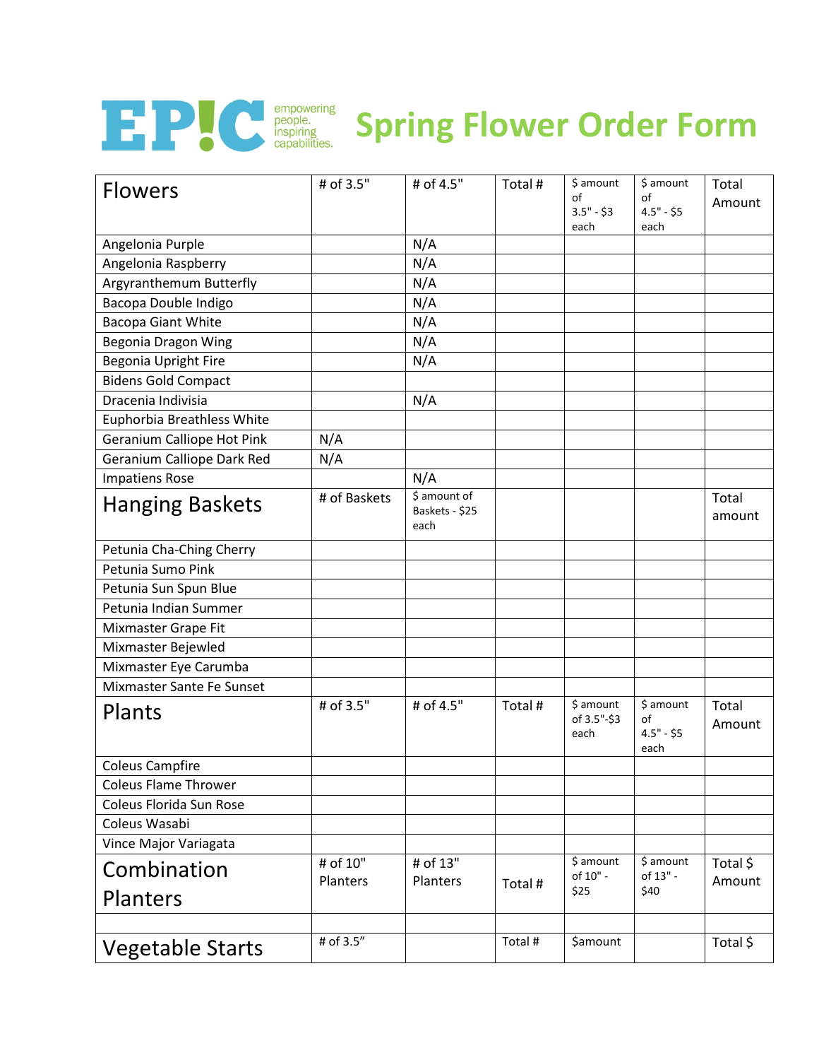# EP!C empowering people. inspiring capabilities. Spring Flower Order Form

| Flowers | # of 3.5" | # of 4.5" | Total # | $ amount of 3.5" - $3 each | $ amount of 4.5" - $5 each | Total Amount |
|---|---|---|---|---|---|---|
| Angelonia Purple | | N/A | | | | |
| Angelonia Raspberry | | N/A | | | | |
| Argyranthemum Butterfly | | N/A | | | | |
| Bacopa Double Indigo | | N/A | | | | |
| Bacopa Giant White | | N/A | | | | |
| Begonia Dragon Wing | | N/A | | | | |
| Begonia Upright Fire | | N/A | | | | |
| Bidens Gold Compact | | | | | | |
| Dracenia Indivisia | | N/A | | | | |
| Euphorbia Breathless White | | | | | | |
| Geranium Calliope Hot Pink | N/A | | | | | |
| Geranium Calliope Dark Red | N/A | | | | | |
| Impatiens Rose | | N/A | | | | |
| **Hanging Baskets** | # of Baskets | $ amount of Baskets - $25 each | | | | Total amount |
| Petunia Cha-Ching Cherry | | | | | | |
| Petunia Sumo Pink | | | | | | |
| Petunia Sun Spun Blue | | | | | | |
| Petunia Indian Summer | | | | | | |
| Mixmaster Grape Fit | | | | | | |
| Mixmaster Bejewled | | | | | | |
| Mixmaster Eye Carumba | | | | | | |
| Mixmaster Sante Fe Sunset | | | | | | |
| **Plants** | # of 3.5" | # of 4.5" | Total # | $ amount of 3.5"-$3 each | $ amount of 4.5" - $5 each | Total Amount |
| Coleus Campfire | | | | | | |
| Coleus Flame Thrower | | | | | | |
| Coleus Florida Sun Rose | | | | | | |
| Coleus Wasabi | | | | | | |
| Vince Major Variagata | | | | | | |
| **Combination Planters** | # of 10" Planters | # of 13" Planters | Total # | $ amount of 10" - $25 | $ amount of 13" - $40 | Total $ Amount |
| | | | | | | |
| **Vegetable Starts** | # of 3.5" | | Total # | $amount | | Total $ |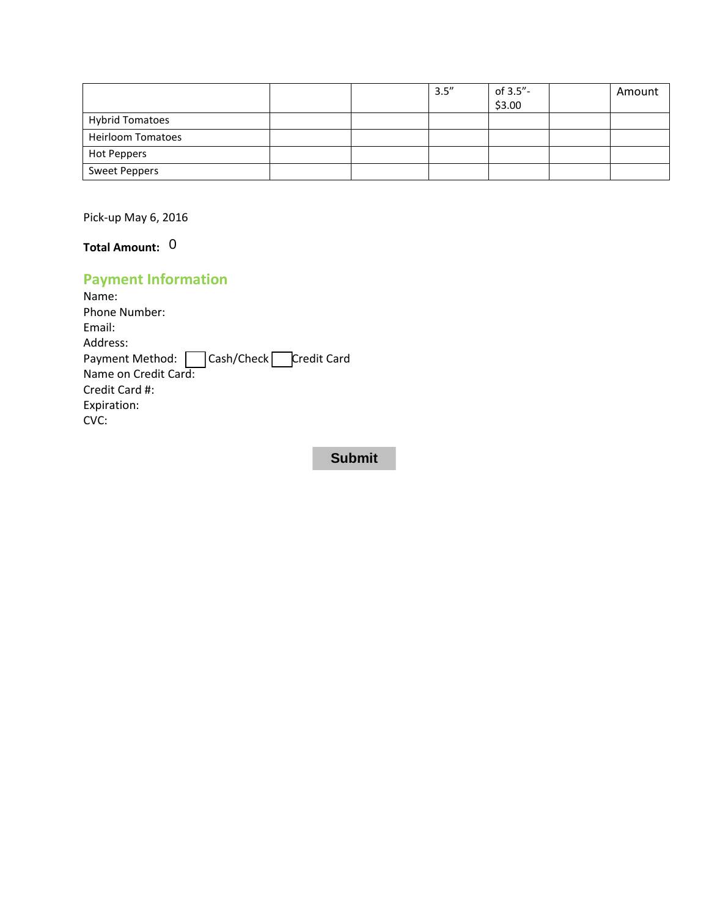| | | | 3.5″ | of 3.5″- $3.00 | | Amount |
|---|---|---|---|---|---|---|
| Hybrid Tomatoes | | | | | | |
| Heirloom Tomatoes | | | | | | |
| Hot Peppers | | | | | | |
| Sweet Peppers | | | | | | |

Pick-up May 6, 2016

**Total Amount:** 0

## Payment Information

Name:
Phone Number:
Email:
Address:
Payment Method: ☐ Cash/Check ☐ Credit Card
Name on Credit Card:
Credit Card #:
Expiration:
CVC:

**Submit**